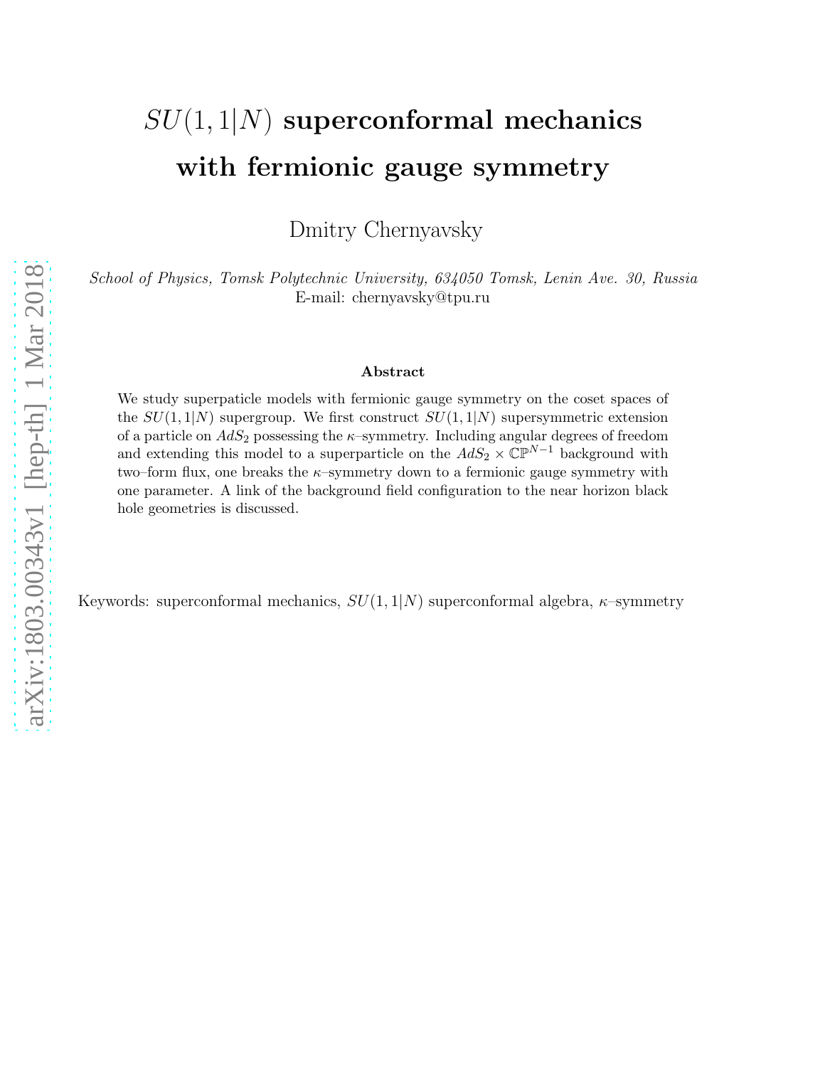# $SU(1,1|N)$ superconformal mechanics with fermionic gauge symmetry

Dmitry Chernyavsky

*School of Physics, Tomsk Polytechnic University, 634050 Tomsk, Lenin Ave. 30, Russia*
E-mail: chernyavsky@tpu.ru

**Abstract**

We study superpaticle models with fermionic gauge symmetry on the coset spaces of the $SU(1,1|N)$ supergroup. We first construct $SU(1,1|N)$ supersymmetric extension of a particle on $AdS_2$ possessing the $\kappa$–symmetry. Including angular degrees of freedom and extending this model to a superparticle on the $AdS_2 \times \mathbb{CP}^{N-1}$ background with two–form flux, one breaks the $\kappa$–symmetry down to a fermionic gauge symmetry with one parameter. A link of the background field configuration to the near horizon black hole geometries is discussed.

Keywords: superconformal mechanics, $SU(1,1|N)$ superconformal algebra, $\kappa$–symmetry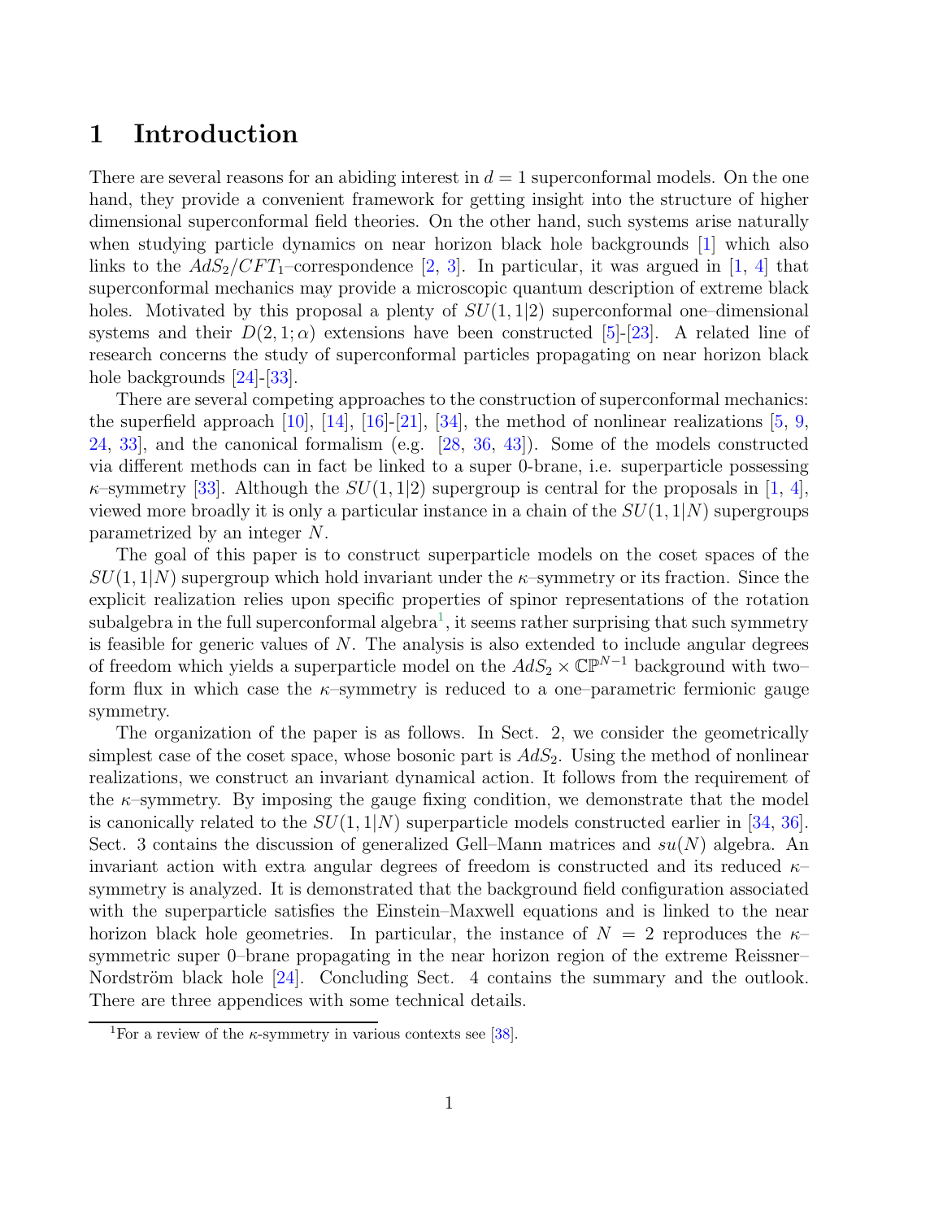# 1 Introduction

There are several reasons for an abiding interest in $d = 1$ superconformal models. On the one hand, they provide a convenient framework for getting insight into the structure of higher dimensional superconformal field theories. On the other hand, such systems arise naturally when studying particle dynamics on near horizon black hole backgrounds [1] which also links to the $AdS_2/CFT_1$–correspondence [2, 3]. In particular, it was argued in [1, 4] that superconformal mechanics may provide a microscopic quantum description of extreme black holes. Motivated by this proposal a plenty of $SU(1,1|2)$ superconformal one–dimensional systems and their $D(2,1;\alpha)$ extensions have been constructed [5]-[23]. A related line of research concerns the study of superconformal particles propagating on near horizon black hole backgrounds [24]-[33].

There are several competing approaches to the construction of superconformal mechanics: the superfield approach [10], [14], [16]-[21], [34], the method of nonlinear realizations [5, 9, 24, 33], and the canonical formalism (e.g. [28, 36, 43]). Some of the models constructed via different methods can in fact be linked to a super 0-brane, i.e. superparticle possessing $\kappa$–symmetry [33]. Although the $SU(1,1|2)$ supergroup is central for the proposals in [1, 4], viewed more broadly it is only a particular instance in a chain of the $SU(1,1|N)$ supergroups parametrized by an integer $N$.

The goal of this paper is to construct superparticle models on the coset spaces of the $SU(1,1|N)$ supergroup which hold invariant under the $\kappa$–symmetry or its fraction. Since the explicit realization relies upon specific properties of spinor representations of the rotation subalgebra in the full superconformal algebra[1], it seems rather surprising that such symmetry is feasible for generic values of $N$. The analysis is also extended to include angular degrees of freedom which yields a superparticle model on the $AdS_2 \times \mathbb{CP}^{N-1}$ background with two–form flux in which case the $\kappa$–symmetry is reduced to a one–parametric fermionic gauge symmetry.

The organization of the paper is as follows. In Sect. 2, we consider the geometrically simplest case of the coset space, whose bosonic part is $AdS_2$. Using the method of nonlinear realizations, we construct an invariant dynamical action. It follows from the requirement of the $\kappa$–symmetry. By imposing the gauge fixing condition, we demonstrate that the model is canonically related to the $SU(1,1|N)$ superparticle models constructed earlier in [34, 36]. Sect. 3 contains the discussion of generalized Gell–Mann matrices and $su(N)$ algebra. An invariant action with extra angular degrees of freedom is constructed and its reduced $\kappa$–symmetry is analyzed. It is demonstrated that the background field configuration associated with the superparticle satisfies the Einstein–Maxwell equations and is linked to the near horizon black hole geometries. In particular, the instance of $N = 2$ reproduces the $\kappa$–symmetric super 0–brane propagating in the near horizon region of the extreme Reissner–Nordström black hole [24]. Concluding Sect. 4 contains the summary and the outlook. There are three appendices with some technical details.

---

[1] For a review of the $\kappa$-symmetry in various contexts see [38].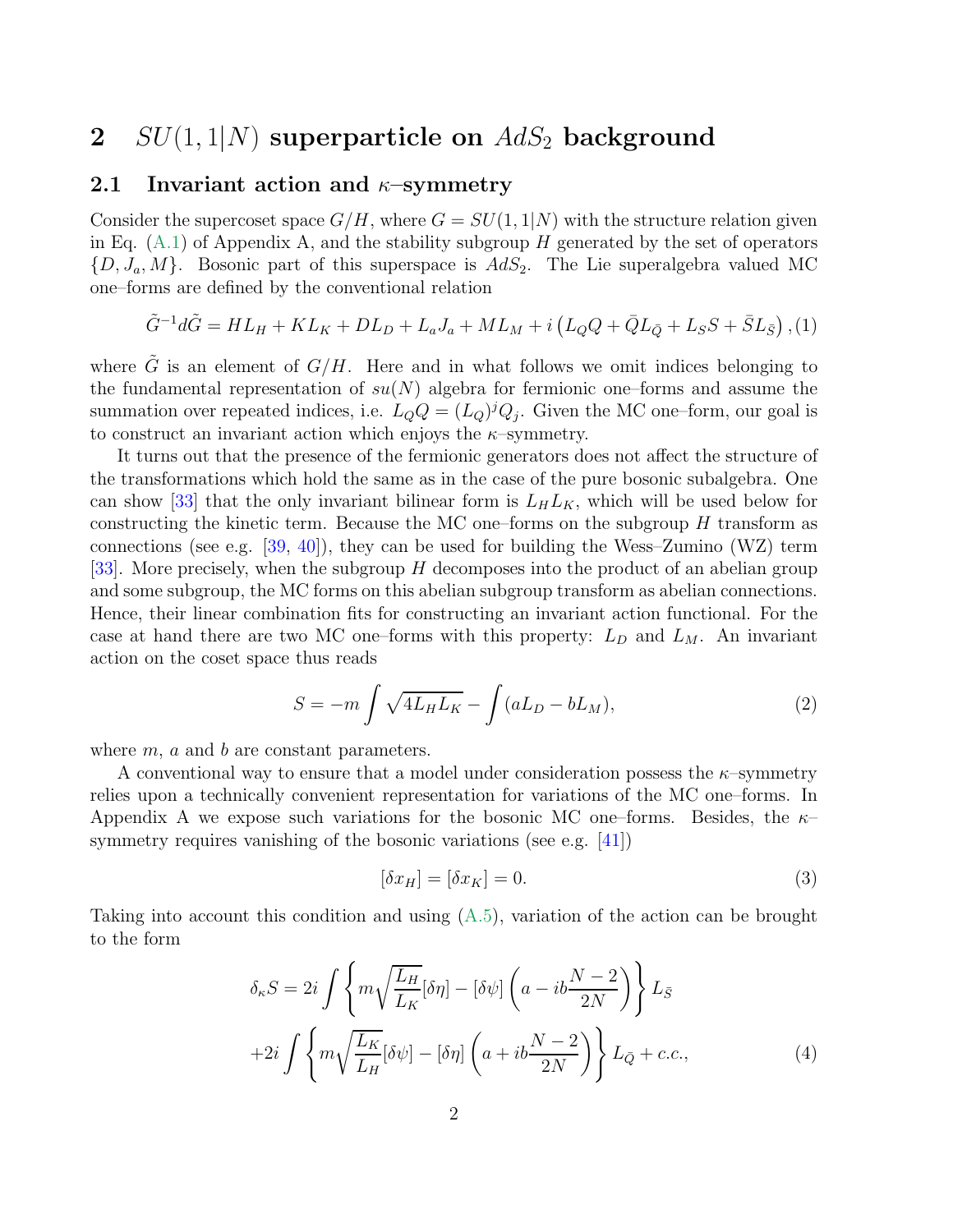# 2 $SU(1,1|N)$ superparticle on $AdS_2$ background

## 2.1 Invariant action and $\kappa$–symmetry

Consider the supercoset space $G/H$, where $G = SU(1,1|N)$ with the structure relation given in Eq. (A.1) of Appendix A, and the stability subgroup $H$ generated by the set of operators $\{D, J_a, M\}$. Bosonic part of this superspace is $AdS_2$. The Lie superalgebra valued MC one–forms are defined by the conventional relation

$$\tilde{G}^{-1}d\tilde{G} = HL_H + KL_K + DL_D + L_a J_a + ML_M + i\left(L_Q Q + \bar{Q}L_{\bar{Q}} + L_S S + \bar{S}L_{\bar{S}}\right), (1)$$

where $\tilde{G}$ is an element of $G/H$. Here and in what follows we omit indices belonging to the fundamental representation of $su(N)$ algebra for fermionic one–forms and assume the summation over repeated indices, i.e. $L_Q Q = (L_Q)^j Q_j$. Given the MC one–form, our goal is to construct an invariant action which enjoys the $\kappa$–symmetry.

It turns out that the presence of the fermionic generators does not affect the structure of the transformations which hold the same as in the case of the pure bosonic subalgebra. One can show [33] that the only invariant bilinear form is $L_H L_K$, which will be used below for constructing the kinetic term. Because the MC one–forms on the subgroup $H$ transform as connections (see e.g. [39, 40]), they can be used for building the Wess–Zumino (WZ) term [33]. More precisely, when the subgroup $H$ decomposes into the product of an abelian group and some subgroup, the MC forms on this abelian subgroup transform as abelian connections. Hence, their linear combination fits for constructing an invariant action functional. For the case at hand there are two MC one–forms with this property: $L_D$ and $L_M$. An invariant action on the coset space thus reads

$$S = -m\int\sqrt{4L_H L_K} - \int(aL_D - bL_M), \tag{2}$$

where $m$, $a$ and $b$ are constant parameters.

A conventional way to ensure that a model under consideration possess the $\kappa$–symmetry relies upon a technically convenient representation for variations of the MC one–forms. In Appendix A we expose such variations for the bosonic MC one–forms. Besides, the $\kappa$–symmetry requires vanishing of the bosonic variations (see e.g. [41])

$$[\delta x_H] = [\delta x_K] = 0. \tag{3}$$

Taking into account this condition and using (A.5), variation of the action can be brought to the form

$$\delta_\kappa S = 2i\int\left\{m\sqrt{\frac{L_H}{L_K}}[\delta\eta] - [\delta\psi]\left(a - ib\frac{N-2}{2N}\right)\right\}L_{\bar{S}}$$
$$+2i\int\left\{m\sqrt{\frac{L_K}{L_H}}[\delta\psi] - [\delta\eta]\left(a + ib\frac{N-2}{2N}\right)\right\}L_{\bar{Q}} + c.c., \tag{4}$$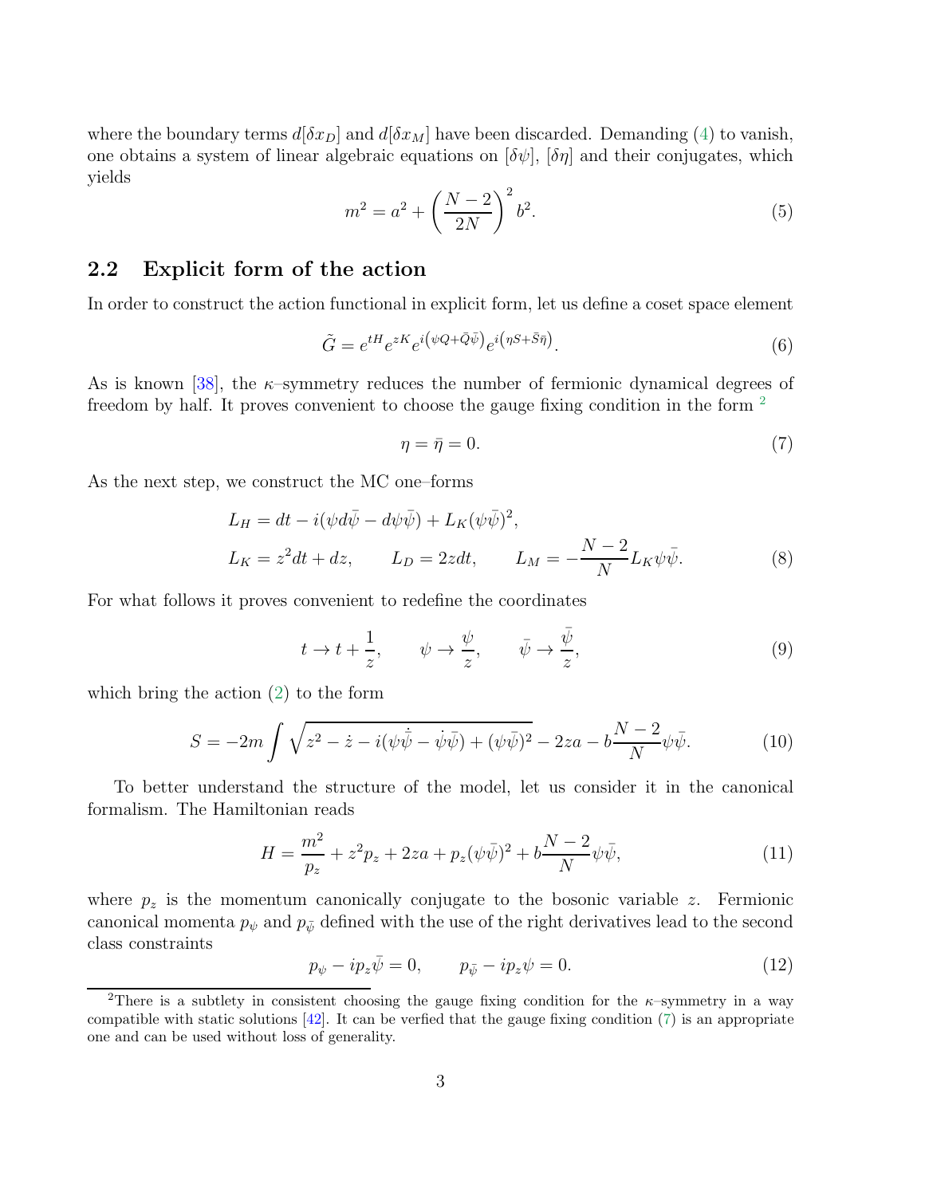where the boundary terms $d[\delta x_D]$ and $d[\delta x_M]$ have been discarded. Demanding (4) to vanish, one obtains a system of linear algebraic equations on $[\delta\psi]$, $[\delta\eta]$ and their conjugates, which yields

$$
m^2 = a^2 + \left(\frac{N-2}{2N}\right)^2 b^2. \tag{5}
$$

## 2.2 Explicit form of the action

In order to construct the action functional in explicit form, let us define a coset space element

$$
\tilde{G} = e^{tH} e^{zK} e^{i\left(\psi Q + \bar{Q}\bar{\psi}\right)} e^{i\left(\eta S + \bar{S}\bar{\eta}\right)}. \tag{6}
$$

As is known [38], the $\kappa$–symmetry reduces the number of fermionic dynamical degrees of freedom by half. It proves convenient to choose the gauge fixing condition in the form [2]

$$
\eta = \bar{\eta} = 0. \tag{7}
$$

As the next step, we construct the MC one–forms

$$
\begin{aligned}
&L_H = dt - i(\psi d\bar{\psi} - d\psi\bar{\psi}) + L_K(\psi\bar{\psi})^2, \\
&L_K = z^2 dt + dz, \qquad L_D = 2z dt, \qquad L_M = -\frac{N-2}{N} L_K \psi\bar{\psi}.
\end{aligned} \tag{8}
$$

For what follows it proves convenient to redefine the coordinates

$$
t \to t + \frac{1}{z}, \qquad \psi \to \frac{\psi}{z}, \qquad \bar{\psi} \to \frac{\bar{\psi}}{z}, \tag{9}
$$

which bring the action (2) to the form

$$
S = -2m \int \sqrt{z^2 - \dot{z} - i(\psi\dot{\bar{\psi}} - \dot{\psi}\bar{\psi}) + (\psi\bar{\psi})^2} - 2za - b\frac{N-2}{N}\psi\bar{\psi}. \tag{10}
$$

To better understand the structure of the model, let us consider it in the canonical formalism. The Hamiltonian reads

$$
H = \frac{m^2}{p_z} + z^2 p_z + 2za + p_z(\psi\bar{\psi})^2 + b\frac{N-2}{N}\psi\bar{\psi}, \tag{11}
$$

where $p_z$ is the momentum canonically conjugate to the bosonic variable $z$. Fermionic canonical momenta $p_\psi$ and $p_{\bar{\psi}}$ defined with the use of the right derivatives lead to the second class constraints

$$
p_\psi - ip_z\bar{\psi} = 0, \qquad p_{\bar{\psi}} - ip_z\psi = 0. \tag{12}
$$

---

[2] There is a subtlety in consistent choosing the gauge fixing condition for the $\kappa$–symmetry in a way compatible with static solutions [42]. It can be verfied that the gauge fixing condition (7) is an appropriate one and can be used without loss of generality.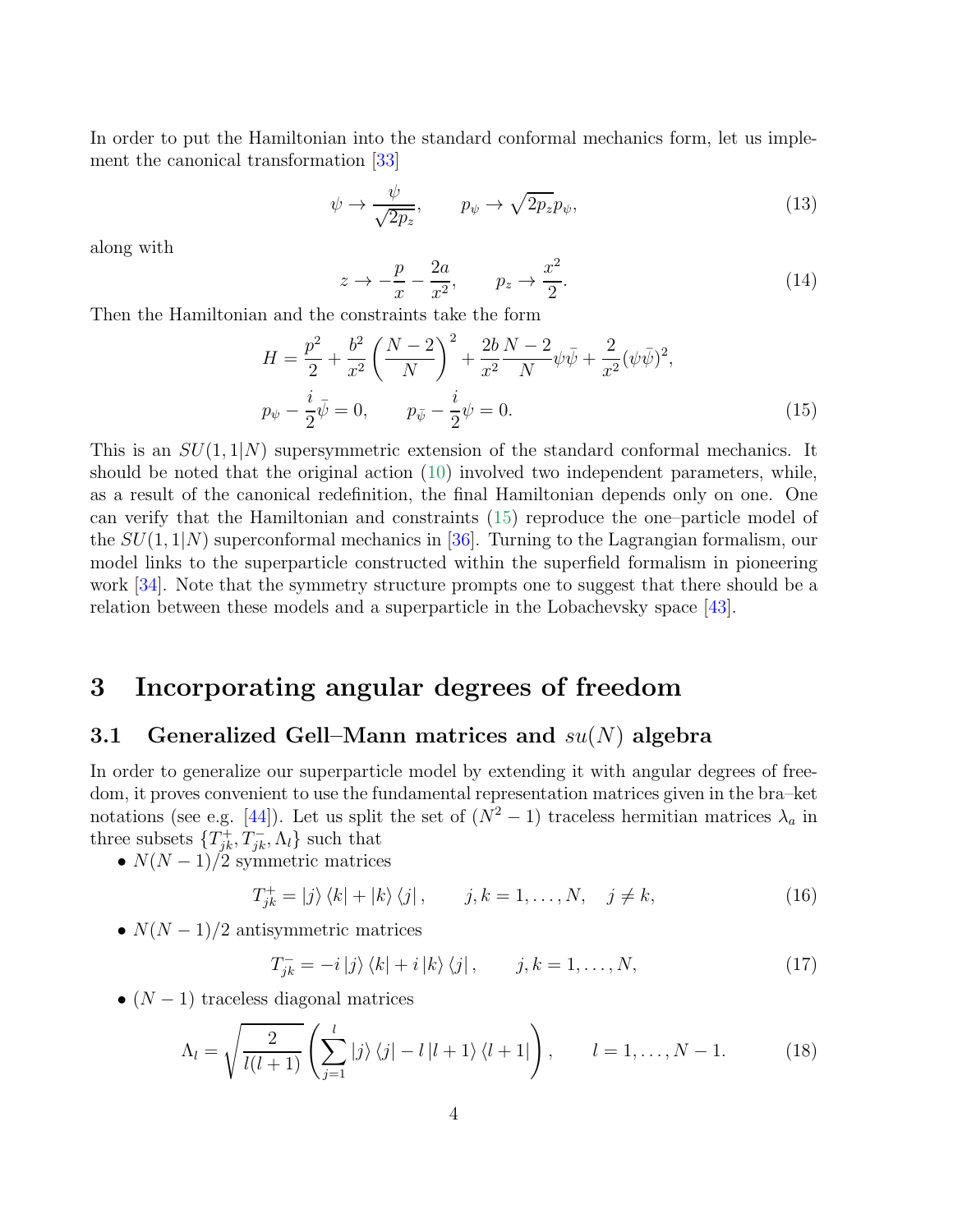In order to put the Hamiltonian into the standard conformal mechanics form, let us implement the canonical transformation [33]

$$\psi \to \frac{\psi}{\sqrt{2p_z}}, \qquad p_\psi \to \sqrt{2p_z}p_\psi, \tag{13}$$

along with

$$z \to -\frac{p}{x} - \frac{2a}{x^2}, \qquad p_z \to \frac{x^2}{2}. \tag{14}$$

Then the Hamiltonian and the constraints take the form

$$\begin{aligned} H &= \frac{p^2}{2} + \frac{b^2}{x^2}\left(\frac{N-2}{N}\right)^2 + \frac{2b}{x^2}\frac{N-2}{N}\psi\bar{\psi} + \frac{2}{x^2}(\psi\bar{\psi})^2, \\ p_\psi &- \frac{i}{2}\bar{\psi} = 0, \qquad p_{\bar{\psi}} - \frac{i}{2}\psi = 0. \end{aligned} \tag{15}$$

This is an $SU(1,1|N)$ supersymmetric extension of the standard conformal mechanics. It should be noted that the original action (10) involved two independent parameters, while, as a result of the canonical redefinition, the final Hamiltonian depends only on one. One can verify that the Hamiltonian and constraints (15) reproduce the one–particle model of the $SU(1,1|N)$ superconformal mechanics in [36]. Turning to the Lagrangian formalism, our model links to the superparticle constructed within the superfield formalism in pioneering work [34]. Note that the symmetry structure prompts one to suggest that there should be a relation between these models and a superparticle in the Lobachevsky space [43].

# 3 Incorporating angular degrees of freedom

## 3.1 Generalized Gell–Mann matrices and $su(N)$ algebra

In order to generalize our superparticle model by extending it with angular degrees of freedom, it proves convenient to use the fundamental representation matrices given in the bra–ket notations (see e.g. [44]). Let us split the set of $(N^2-1)$ traceless hermitian matrices $\lambda_a$ in three subsets $\{T^+_{jk}, T^-_{jk}, \Lambda_l\}$ such that

- $N(N-1)/2$ symmetric matrices

$$T^+_{jk} = |j\rangle\langle k| + |k\rangle\langle j|, \qquad j,k = 1,\ldots,N, \quad j \neq k, \tag{16}$$

- $N(N-1)/2$ antisymmetric matrices

$$T^-_{jk} = -i\,|j\rangle\langle k| + i\,|k\rangle\langle j|, \qquad j,k = 1,\ldots,N, \tag{17}$$

- $(N-1)$ traceless diagonal matrices

$$\Lambda_l = \sqrt{\frac{2}{l(l+1)}}\left(\sum_{j=1}^{l}|j\rangle\langle j| - l\,|l+1\rangle\langle l+1|\right), \qquad l = 1,\ldots,N-1. \tag{18}$$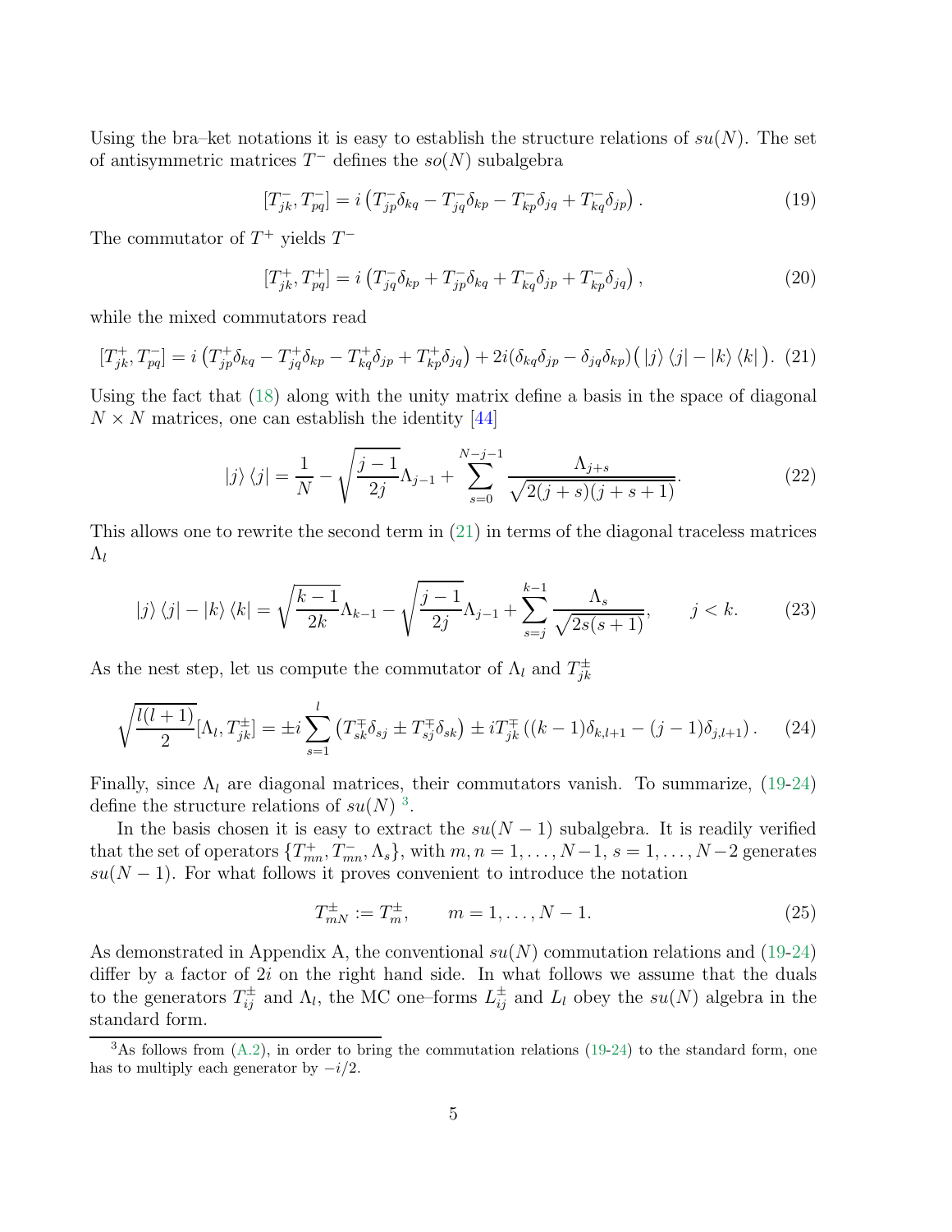Using the bra–ket notations it is easy to establish the structure relations of $su(N)$. The set of antisymmetric matrices $T^-$ defines the $so(N)$ subalgebra

$$[T^-_{jk}, T^-_{pq}] = i\left(T^-_{jp}\delta_{kq} - T^-_{jq}\delta_{kp} - T^-_{kp}\delta_{jq} + T^-_{kq}\delta_{jp}\right). \tag{19}$$

The commutator of $T^+$ yields $T^-$

$$[T^+_{jk}, T^+_{pq}] = i\left(T^-_{jq}\delta_{kp} + T^-_{jp}\delta_{kq} + T^-_{kq}\delta_{jp} + T^-_{kp}\delta_{jq}\right), \tag{20}$$

while the mixed commutators read

$$[T^+_{jk}, T^-_{pq}] = i\left(T^+_{jp}\delta_{kq} - T^+_{jq}\delta_{kp} - T^+_{kq}\delta_{jp} + T^+_{kp}\delta_{jq}\right) + 2i(\delta_{kq}\delta_{jp} - \delta_{jq}\delta_{kp})\left(|j\rangle\langle j| - |k\rangle\langle k|\right). \tag{21}$$

Using the fact that (18) along with the unity matrix define a basis in the space of diagonal $N\times N$ matrices, one can establish the identity [44]

$$|j\rangle\langle j| = \frac{1}{N} - \sqrt{\frac{j-1}{2j}}\Lambda_{j-1} + \sum_{s=0}^{N-j-1}\frac{\Lambda_{j+s}}{\sqrt{2(j+s)(j+s+1)}}. \tag{22}$$

This allows one to rewrite the second term in (21) in terms of the diagonal traceless matrices $\Lambda_l$

$$|j\rangle\langle j| - |k\rangle\langle k| = \sqrt{\frac{k-1}{2k}}\Lambda_{k-1} - \sqrt{\frac{j-1}{2j}}\Lambda_{j-1} + \sum_{s=j}^{k-1}\frac{\Lambda_s}{\sqrt{2s(s+1)}}, \qquad j<k. \tag{23}$$

As the nest step, let us compute the commutator of $\Lambda_l$ and $T^\pm_{jk}$

$$\sqrt{\frac{l(l+1)}{2}}[\Lambda_l, T^\pm_{jk}] = \pm i\sum_{s=1}^{l}\left(T^\mp_{sk}\delta_{sj} \pm T^\mp_{sj}\delta_{sk}\right) \pm iT^\mp_{jk}\left((k-1)\delta_{k,l+1} - (j-1)\delta_{j,l+1}\right). \tag{24}$$

Finally, since $\Lambda_l$ are diagonal matrices, their commutators vanish. To summarize, (19-24) define the structure relations of $su(N)$ [3].

In the basis chosen it is easy to extract the $su(N-1)$ subalgebra. It is readily verified that the set of operators $\{T^+_{mn}, T^-_{mn}, \Lambda_s\}$, with $m,n = 1,\ldots,N-1$, $s = 1,\ldots,N-2$ generates $su(N-1)$. For what follows it proves convenient to introduce the notation

$$T^\pm_{mN} := T^\pm_m, \qquad m = 1,\ldots,N-1. \tag{25}$$

As demonstrated in Appendix A, the conventional $su(N)$ commutation relations and (19-24) differ by a factor of $2i$ on the right hand side. In what follows we assume that the duals to the generators $T^\pm_{ij}$ and $\Lambda_l$, the MC one–forms $L^\pm_{ij}$ and $L_l$ obey the $su(N)$ algebra in the standard form.

[3] As follows from (A.2), in order to bring the commutation relations (19-24) to the standard form, one has to multiply each generator by $-i/2$.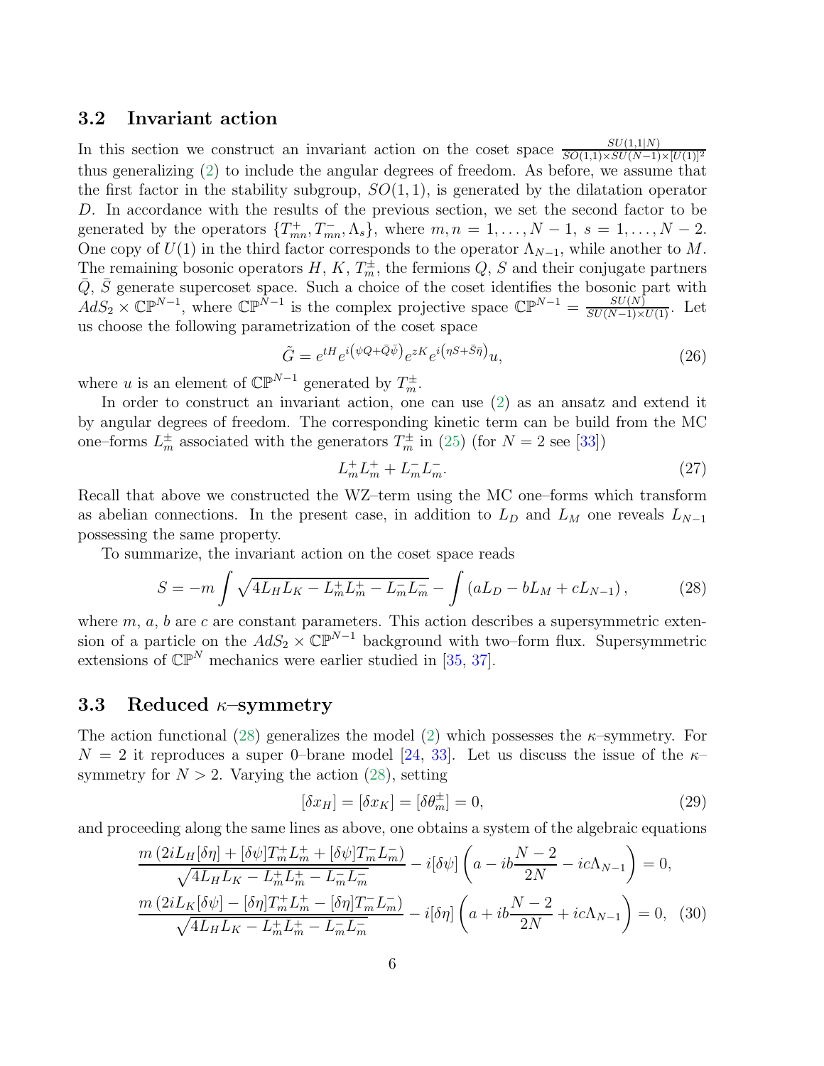### 3.2 Invariant action

In this section we construct an invariant action on the coset space $\frac{SU(1,1|N)}{SO(1,1)\times SU(N-1)\times [U(1)]^2}$ thus generalizing (2) to include the angular degrees of freedom. As before, we assume that the first factor in the stability subgroup, $SO(1,1)$, is generated by the dilatation operator $D$. In accordance with the results of the previous section, we set the second factor to be generated by the operators $\{T^+_{mn}, T^-_{mn}, \Lambda_s\}$, where $m,n = 1,\dots,N-1$, $s = 1,\dots,N-2$. One copy of $U(1)$ in the third factor corresponds to the operator $\Lambda_{N-1}$, while another to $M$. The remaining bosonic operators $H$, $K$, $T^\pm_m$, the fermions $Q$, $S$ and their conjugate partners $\bar{Q}$, $\bar{S}$ generate supercoset space. Such a choice of the coset identifies the bosonic part with $AdS_2 \times \mathbb{CP}^{N-1}$, where $\mathbb{CP}^{N-1}$ is the complex projective space $\mathbb{CP}^{N-1} = \frac{SU(N)}{SU(N-1)\times U(1)}$. Let us choose the following parametrization of the coset space

$$
\tilde{G} = e^{tH} e^{i\left(\psi Q + \bar{Q}\bar{\psi}\right)} e^{zK} e^{i\left(\eta S + \bar{S}\bar{\eta}\right)} u, \tag{26}
$$

where $u$ is an element of $\mathbb{CP}^{N-1}$ generated by $T^\pm_m$.

In order to construct an invariant action, one can use (2) as an ansatz and extend it by angular degrees of freedom. The corresponding kinetic term can be build from the MC one–forms $L^\pm_m$ associated with the generators $T^\pm_m$ in (25) (for $N=2$ see [33])

$$
L^+_m L^+_m + L^-_m L^-_m. \tag{27}
$$

Recall that above we constructed the WZ–term using the MC one–forms which transform as abelian connections. In the present case, in addition to $L_D$ and $L_M$ one reveals $L_{N-1}$ possessing the same property.

To summarize, the invariant action on the coset space reads

$$
S = -m \int \sqrt{4L_H L_K - L^+_m L^+_m - L^-_m L^-_m} - \int \left(aL_D - bL_M + cL_{N-1}\right), \tag{28}
$$

where $m$, $a$, $b$ are $c$ are constant parameters. This action describes a supersymmetric extension of a particle on the $AdS_2 \times \mathbb{CP}^{N-1}$ background with two–form flux. Supersymmetric extensions of $\mathbb{CP}^N$ mechanics were earlier studied in [35, 37].

### 3.3 Reduced $\kappa$–symmetry

The action functional (28) generalizes the model (2) which possesses the $\kappa$–symmetry. For $N=2$ it reproduces a super 0–brane model [24, 33]. Let us discuss the issue of the $\kappa$–symmetry for $N>2$. Varying the action (28), setting

$$
[\delta x_H] = [\delta x_K] = [\delta\theta^\pm_m] = 0, \tag{29}
$$

and proceeding along the same lines as above, one obtains a system of the algebraic equations

$$
\begin{aligned}
&\frac{m\left(2iL_H[\delta\eta] + [\delta\psi]T^+_m L^+_m + [\delta\psi]T^-_m L^-_m\right)}{\sqrt{4L_H L_K - L^+_m L^+_m - L^-_m L^-_m}} - i[\delta\psi]\left(a - ib\frac{N-2}{2N} - ic\Lambda_{N-1}\right) = 0,\\
&\frac{m\left(2iL_K[\delta\psi] - [\delta\eta]T^+_m L^+_m - [\delta\eta]T^-_m L^-_m\right)}{\sqrt{4L_H L_K - L^+_m L^+_m - L^-_m L^-_m}} - i[\delta\eta]\left(a + ib\frac{N-2}{2N} + ic\Lambda_{N-1}\right) = 0,
\end{aligned} \tag{30}
$$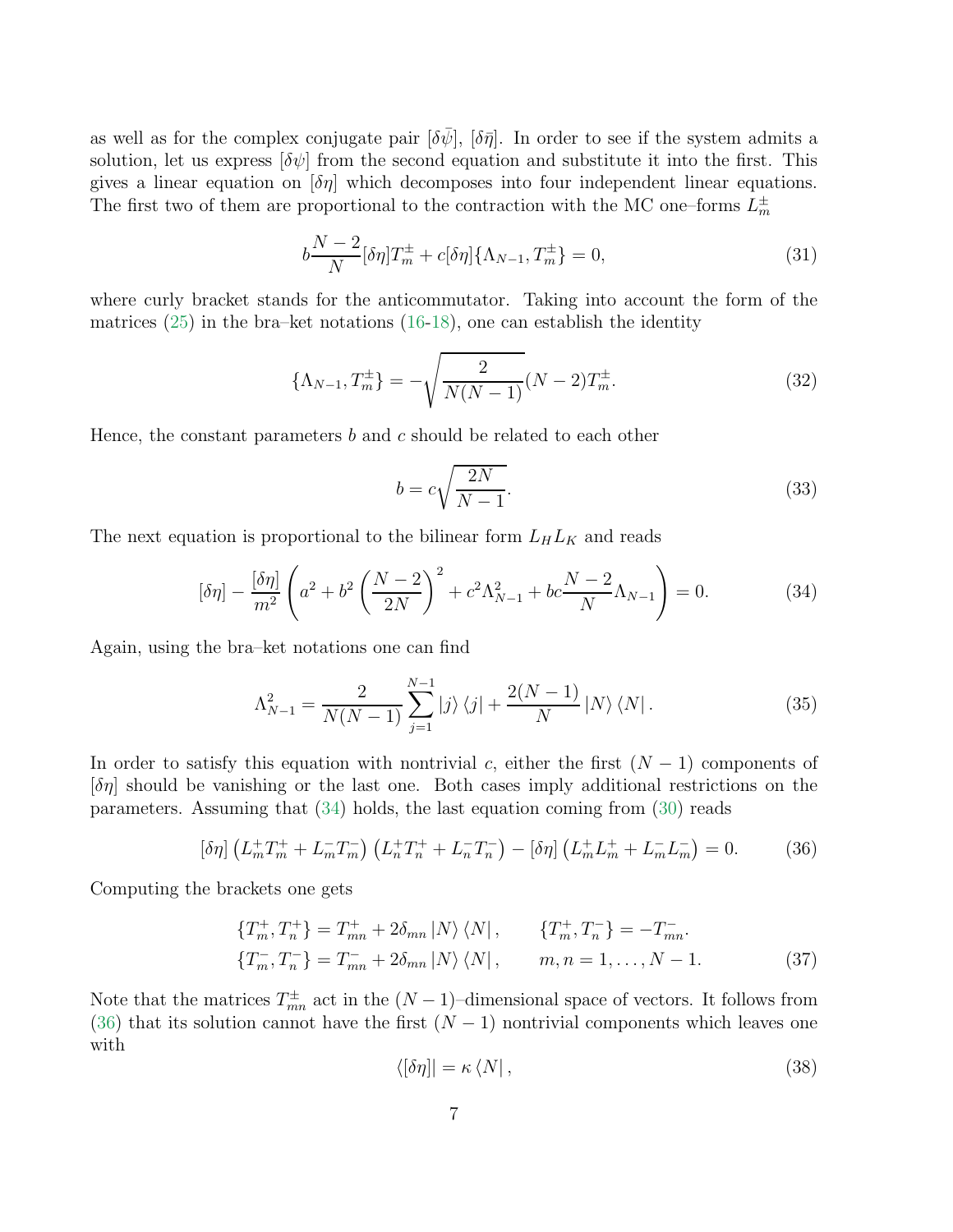as well as for the complex conjugate pair $[\delta\bar{\psi}]$, $[\delta\bar{\eta}]$. In order to see if the system admits a solution, let us express $[\delta\psi]$ from the second equation and substitute it into the first. This gives a linear equation on $[\delta\eta]$ which decomposes into four independent linear equations. The first two of them are proportional to the contraction with the MC one–forms $L^{\pm}_m$

$$
b\frac{N-2}{N}[\delta\eta]T^{\pm}_m + c[\delta\eta]\{\Lambda_{N-1}, T^{\pm}_m\} = 0, \tag{31}
$$

where curly bracket stands for the anticommutator. Taking into account the form of the matrices (25) in the bra–ket notations (16-18), one can establish the identity

$$
\{\Lambda_{N-1}, T^{\pm}_m\} = -\sqrt{\frac{2}{N(N-1)}}(N-2)T^{\pm}_m. \tag{32}
$$

Hence, the constant parameters $b$ and $c$ should be related to each other

$$
b = c\sqrt{\frac{2N}{N-1}}. \tag{33}
$$

The next equation is proportional to the bilinear form $L_H L_K$ and reads

$$
[\delta\eta] - \frac{[\delta\eta]}{m^2}\left(a^2 + b^2\left(\frac{N-2}{2N}\right)^2 + c^2\Lambda^2_{N-1} + bc\frac{N-2}{N}\Lambda_{N-1}\right) = 0. \tag{34}
$$

Again, using the bra–ket notations one can find

$$
\Lambda^2_{N-1} = \frac{2}{N(N-1)}\sum_{j=1}^{N-1}|j\rangle\langle j| + \frac{2(N-1)}{N}|N\rangle\langle N|. \tag{35}
$$

In order to satisfy this equation with nontrivial $c$, either the first $(N-1)$ components of $[\delta\eta]$ should be vanishing or the last one. Both cases imply additional restrictions on the parameters. Assuming that (34) holds, the last equation coming from (30) reads

$$
[\delta\eta]\left(L^+_m T^+_m + L^-_m T^-_m\right)\left(L^+_n T^+_n + L^-_n T^-_n\right) - [\delta\eta]\left(L^+_m L^+_m + L^-_m L^-_m\right) = 0. \tag{36}
$$

Computing the brackets one gets

$$
\begin{aligned}
\{T^+_m, T^+_n\} &= T^+_{mn} + 2\delta_{mn}|N\rangle\langle N|, \qquad \{T^+_m, T^-_n\} = -T^-_{mn}. \\
\{T^-_m, T^-_n\} &= T^-_{mn} + 2\delta_{mn}|N\rangle\langle N|, \qquad m, n = 1, \ldots, N-1.
\end{aligned} \tag{37}
$$

Note that the matrices $T^{\pm}_{mn}$ act in the $(N-1)$–dimensional space of vectors. It follows from (36) that its solution cannot have the first $(N-1)$ nontrivial components which leaves one with

$$
\langle[\delta\eta]| = \kappa\langle N|, \tag{38}
$$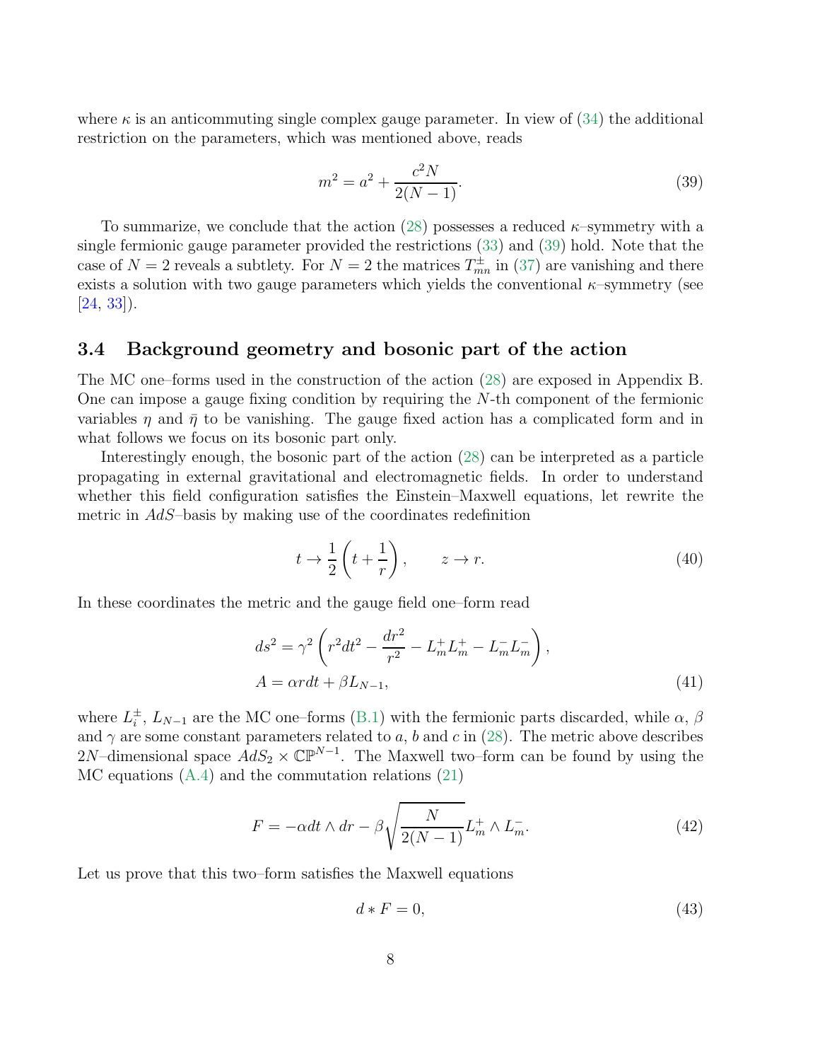where $\kappa$ is an anticommuting single complex gauge parameter. In view of (34) the additional restriction on the parameters, which was mentioned above, reads

$$m^2 = a^2 + \frac{c^2 N}{2(N-1)}. \tag{39}$$

To summarize, we conclude that the action (28) possesses a reduced $\kappa$–symmetry with a single fermionic gauge parameter provided the restrictions (33) and (39) hold. Note that the case of $N = 2$ reveals a subtlety. For $N = 2$ the matrices $T^{\pm}_{mn}$ in (37) are vanishing and there exists a solution with two gauge parameters which yields the conventional $\kappa$–symmetry (see [24, 33]).

### 3.4 Background geometry and bosonic part of the action

The MC one–forms used in the construction of the action (28) are exposed in Appendix B. One can impose a gauge fixing condition by requiring the $N$-th component of the fermionic variables $\eta$ and $\bar{\eta}$ to be vanishing. The gauge fixed action has a complicated form and in what follows we focus on its bosonic part only.

Interestingly enough, the bosonic part of the action (28) can be interpreted as a particle propagating in external gravitational and electromagnetic fields. In order to understand whether this field configuration satisfies the Einstein–Maxwell equations, let rewrite the metric in $AdS$–basis by making use of the coordinates redefinition

$$t \to \frac{1}{2}\left(t + \frac{1}{r}\right), \qquad z \to r. \tag{40}$$

In these coordinates the metric and the gauge field one–form read

$$\begin{aligned} ds^2 &= \gamma^2 \left( r^2 dt^2 - \frac{dr^2}{r^2} - L^+_m L^+_m - L^-_m L^-_m \right), \\ A &= \alpha r dt + \beta L_{N-1}, \end{aligned} \tag{41}$$

where $L^{\pm}_i$, $L_{N-1}$ are the MC one–forms (B.1) with the fermionic parts discarded, while $\alpha$, $\beta$ and $\gamma$ are some constant parameters related to $a$, $b$ and $c$ in (28). The metric above describes $2N$–dimensional space $AdS_2 \times \mathbb{CP}^{N-1}$. The Maxwell two–form can be found by using the MC equations (A.4) and the commutation relations (21)

$$F = -\alpha dt \wedge dr - \beta \sqrt{\frac{N}{2(N-1)}} L^+_m \wedge L^-_m. \tag{42}$$

Let us prove that this two–form satisfies the Maxwell equations

$$d * F = 0, \tag{43}$$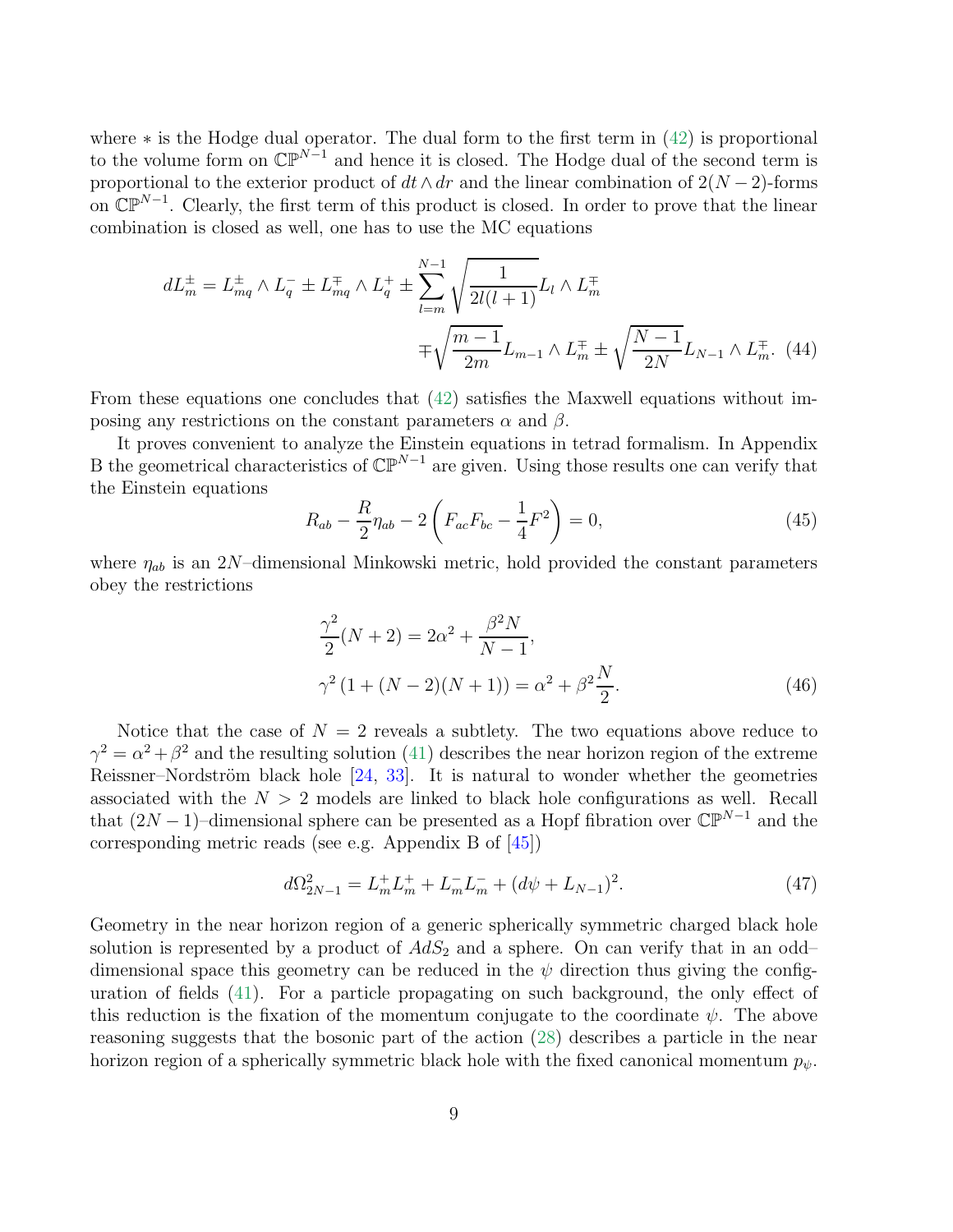where $*$ is the Hodge dual operator. The dual form to the first term in (42) is proportional to the volume form on $\mathbb{CP}^{N-1}$ and hence it is closed. The Hodge dual of the second term is proportional to the exterior product of $dt \wedge dr$ and the linear combination of $2(N-2)$-forms on $\mathbb{CP}^{N-1}$. Clearly, the first term of this product is closed. In order to prove that the linear combination is closed as well, one has to use the MC equations

$$
dL^{\pm}_m = L^{\pm}_{mq} \wedge L^{-}_q \pm L^{\mp}_{mq} \wedge L^{+}_q \pm \sum_{l=m}^{N-1} \sqrt{\frac{1}{2l(l+1)}} L_l \wedge L^{\mp}_m \\
\mp \sqrt{\frac{m-1}{2m}} L_{m-1} \wedge L^{\mp}_m \pm \sqrt{\frac{N-1}{2N}} L_{N-1} \wedge L^{\mp}_m. \quad (44)
$$

From these equations one concludes that (42) satisfies the Maxwell equations without imposing any restrictions on the constant parameters $\alpha$ and $\beta$.

It proves convenient to analyze the Einstein equations in tetrad formalism. In Appendix B the geometrical characteristics of $\mathbb{CP}^{N-1}$ are given. Using those results one can verify that the Einstein equations

$$
R_{ab} - \frac{R}{2}\eta_{ab} - 2\left(F_{ac}F_{bc} - \frac{1}{4}F^2\right) = 0, \quad (45)
$$

where $\eta_{ab}$ is an $2N$–dimensional Minkowski metric, hold provided the constant parameters obey the restrictions

$$
\frac{\gamma^2}{2}(N+2) = 2\alpha^2 + \frac{\beta^2 N}{N-1},
$$
$$
\gamma^2\left(1 + (N-2)(N+1)\right) = \alpha^2 + \beta^2 \frac{N}{2}. \quad (46)
$$

Notice that the case of $N = 2$ reveals a subtlety. The two equations above reduce to $\gamma^2 = \alpha^2 + \beta^2$ and the resulting solution (41) describes the near horizon region of the extreme Reissner–Nordström black hole [24, 33]. It is natural to wonder whether the geometries associated with the $N > 2$ models are linked to black hole configurations as well. Recall that $(2N-1)$–dimensional sphere can be presented as a Hopf fibration over $\mathbb{CP}^{N-1}$ and the corresponding metric reads (see e.g. Appendix B of [45])

$$
d\Omega^2_{2N-1} = L^{+}_m L^{+}_m + L^{-}_m L^{-}_m + (d\psi + L_{N-1})^2. \quad (47)
$$

Geometry in the near horizon region of a generic spherically symmetric charged black hole solution is represented by a product of $AdS_2$ and a sphere. On can verify that in an odd–dimensional space this geometry can be reduced in the $\psi$ direction thus giving the configuration of fields (41). For a particle propagating on such background, the only effect of this reduction is the fixation of the momentum conjugate to the coordinate $\psi$. The above reasoning suggests that the bosonic part of the action (28) describes a particle in the near horizon region of a spherically symmetric black hole with the fixed canonical momentum $p_\psi$.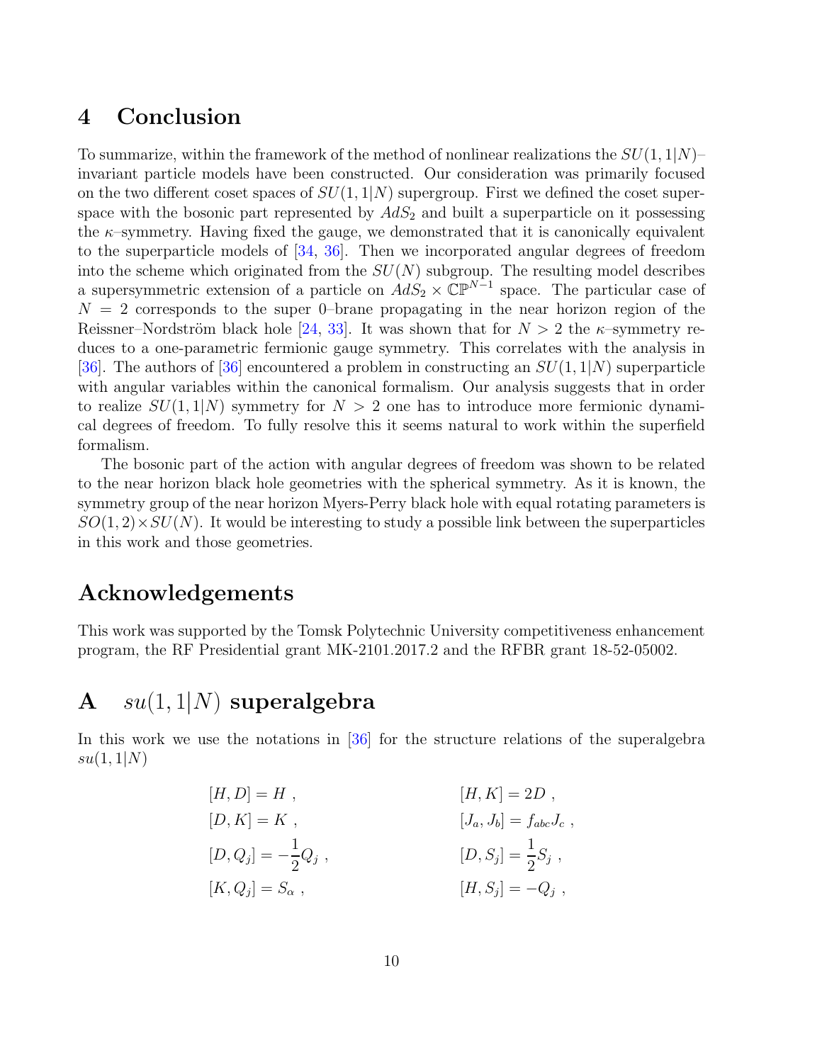# 4 Conclusion

To summarize, within the framework of the method of nonlinear realizations the $SU(1,1|N)$–invariant particle models have been constructed. Our consideration was primarily focused on the two different coset spaces of $SU(1,1|N)$ supergroup. First we defined the coset superspace with the bosonic part represented by $AdS_2$ and built a superparticle on it possessing the $\kappa$–symmetry. Having fixed the gauge, we demonstrated that it is canonically equivalent to the superparticle models of [34, 36]. Then we incorporated angular degrees of freedom into the scheme which originated from the $SU(N)$ subgroup. The resulting model describes a supersymmetric extension of a particle on $AdS_2 \times \mathbb{CP}^{N-1}$ space. The particular case of $N = 2$ corresponds to the super 0–brane propagating in the near horizon region of the Reissner–Nordström black hole [24, 33]. It was shown that for $N > 2$ the $\kappa$–symmetry reduces to a one-parametric fermionic gauge symmetry. This correlates with the analysis in [36]. The authors of [36] encountered a problem in constructing an $SU(1,1|N)$ superparticle with angular variables within the canonical formalism. Our analysis suggests that in order to realize $SU(1,1|N)$ symmetry for $N > 2$ one has to introduce more fermionic dynamical degrees of freedom. To fully resolve this it seems natural to work within the superfield formalism.

The bosonic part of the action with angular degrees of freedom was shown to be related to the near horizon black hole geometries with the spherical symmetry. As it is known, the symmetry group of the near horizon Myers-Perry black hole with equal rotating parameters is $SO(1,2) \times SU(N)$. It would be interesting to study a possible link between the superparticles in this work and those geometries.

# Acknowledgements

This work was supported by the Tomsk Polytechnic University competitiveness enhancement program, the RF Presidential grant MK-2101.2017.2 and the RFBR grant 18-52-05002.

# A $su(1,1|N)$ superalgebra

In this work we use the notations in [36] for the structure relations of the superalgebra $su(1,1|N)$

$$
\begin{aligned}
&[H, D] = H \, , && [H, K] = 2D \, , \\
&[D, K] = K \, , && [J_a, J_b] = f_{abc} J_c \, , \\
&[D, Q_j] = -\frac{1}{2} Q_j \, , && [D, S_j] = \frac{1}{2} S_j \, , \\
&[K, Q_j] = S_\alpha \, , && [H, S_j] = -Q_j \, ,
\end{aligned}
$$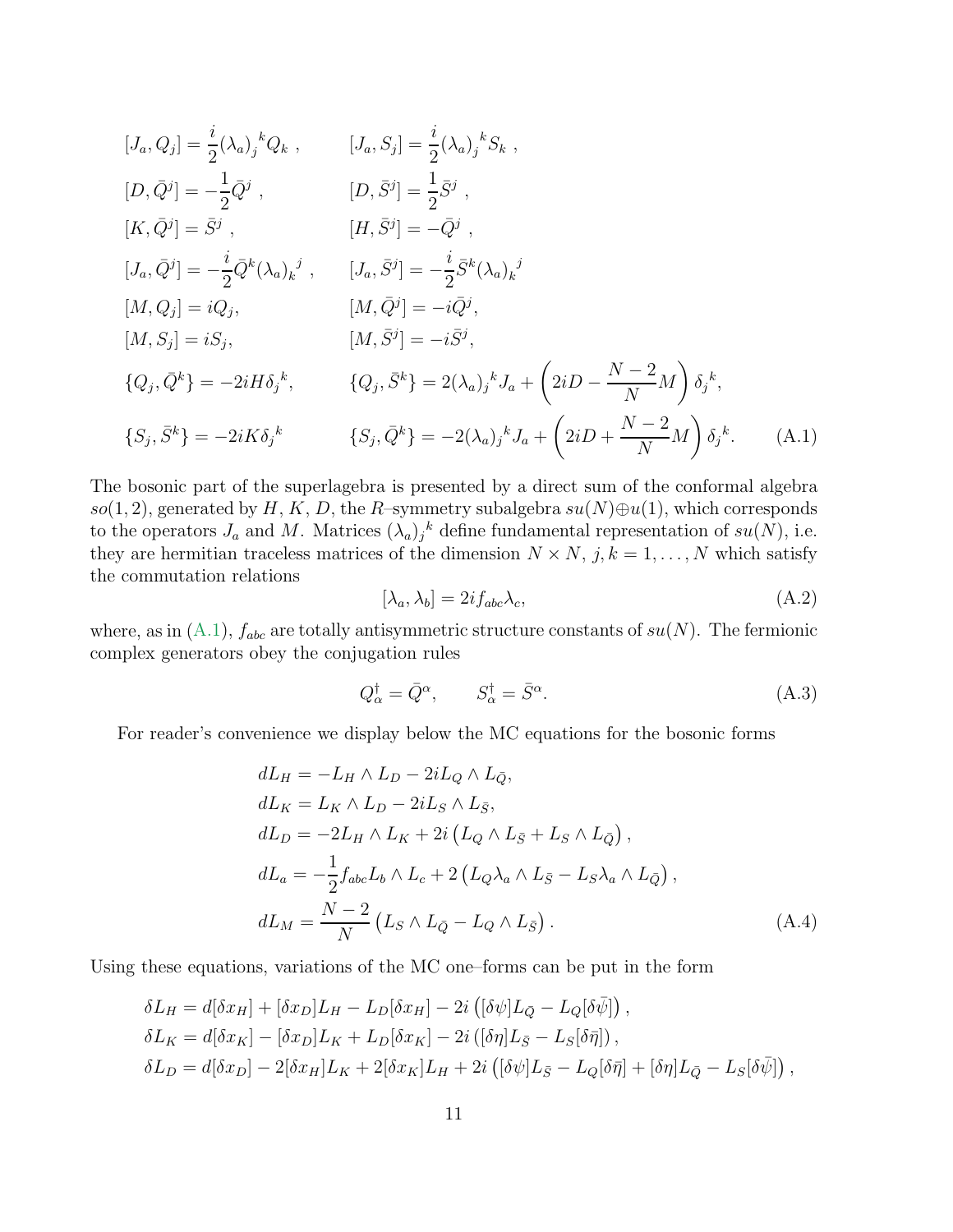$$
\begin{aligned}
&[J_a, Q_j] = \frac{i}{2}(\lambda_a)_j{}^k Q_k\ , && [J_a, S_j] = \frac{i}{2}(\lambda_a)_j{}^k S_k\ , \\
&[D, \bar{Q}^j] = -\frac{1}{2}\bar{Q}^j\ , && [D, \bar{S}^j] = \frac{1}{2}\bar{S}^j\ , \\
&[K, \bar{Q}^j] = \bar{S}^j\ , && [H, \bar{S}^j] = -\bar{Q}^j\ , \\
&[J_a, \bar{Q}^j] = -\frac{i}{2}\bar{Q}^k(\lambda_a)_k{}^j\ , && [J_a, \bar{S}^j] = -\frac{i}{2}\bar{S}^k(\lambda_a)_k{}^j \\
&[M, Q_j] = iQ_j, && [M, \bar{Q}^j] = -i\bar{Q}^j, \\
&[M, S_j] = iS_j, && [M, \bar{S}^j] = -i\bar{S}^j, \\
&\{Q_j, \bar{Q}^k\} = -2iH\delta_j{}^k, && \{Q_j, \bar{S}^k\} = 2(\lambda_a)_j{}^k J_a + \left(2iD - \frac{N-2}{N}M\right)\delta_j{}^k, \\
&\{S_j, \bar{S}^k\} = -2iK\delta_j{}^k && \{S_j, \bar{Q}^k\} = -2(\lambda_a)_j{}^k J_a + \left(2iD + \frac{N-2}{N}M\right)\delta_j{}^k. \qquad \text{(A.1)}
\end{aligned}
$$

The bosonic part of the superlagebra is presented by a direct sum of the conformal algebra $so(1,2)$, generated by $H$, $K$, $D$, the $R$–symmetry subalgebra $su(N)\oplus u(1)$, which corresponds to the operators $J_a$ and $M$. Matrices $(\lambda_a)_j{}^k$ define fundamental representation of $su(N)$, i.e. they are hermitian traceless matrices of the dimension $N \times N$, $j,k = 1,\ldots,N$ which satisfy the commutation relations

$$
[\lambda_a, \lambda_b] = 2if_{abc}\lambda_c, \qquad \text{(A.2)}
$$

where, as in (A.1), $f_{abc}$ are totally antisymmetric structure constants of $su(N)$. The fermionic complex generators obey the conjugation rules

$$
Q_\alpha^\dagger = \bar{Q}^\alpha, \qquad S_\alpha^\dagger = \bar{S}^\alpha. \qquad \text{(A.3)}
$$

For reader's convenience we display below the MC equations for the bosonic forms

$$
\begin{aligned}
&dL_H = -L_H \wedge L_D - 2iL_Q \wedge L_{\bar{Q}}, \\
&dL_K = L_K \wedge L_D - 2iL_S \wedge L_{\bar{S}}, \\
&dL_D = -2L_H \wedge L_K + 2i\left(L_Q \wedge L_{\bar{S}} + L_S \wedge L_{\bar{Q}}\right), \\
&dL_a = -\frac{1}{2}f_{abc}L_b \wedge L_c + 2\left(L_Q\lambda_a \wedge L_{\bar{S}} - L_S\lambda_a \wedge L_{\bar{Q}}\right), \\
&dL_M = \frac{N-2}{N}\left(L_S \wedge L_{\bar{Q}} - L_Q \wedge L_{\bar{S}}\right). \qquad \text{(A.4)}
\end{aligned}
$$

Using these equations, variations of the MC one–forms can be put in the form

$$
\begin{aligned}
&\delta L_H = d[\delta x_H] + [\delta x_D]L_H - L_D[\delta x_H] - 2i\left([\delta\psi]L_{\bar{Q}} - L_Q[\delta\bar{\psi}]\right), \\
&\delta L_K = d[\delta x_K] - [\delta x_D]L_K + L_D[\delta x_K] - 2i\left([\delta\eta]L_{\bar{S}} - L_S[\delta\bar{\eta}]\right), \\
&\delta L_D = d[\delta x_D] - 2[\delta x_H]L_K + 2[\delta x_K]L_H + 2i\left([\delta\psi]L_{\bar{S}} - L_Q[\delta\bar{\eta}] + [\delta\eta]L_{\bar{Q}} - L_S[\delta\bar{\psi}]\right),
\end{aligned}
$$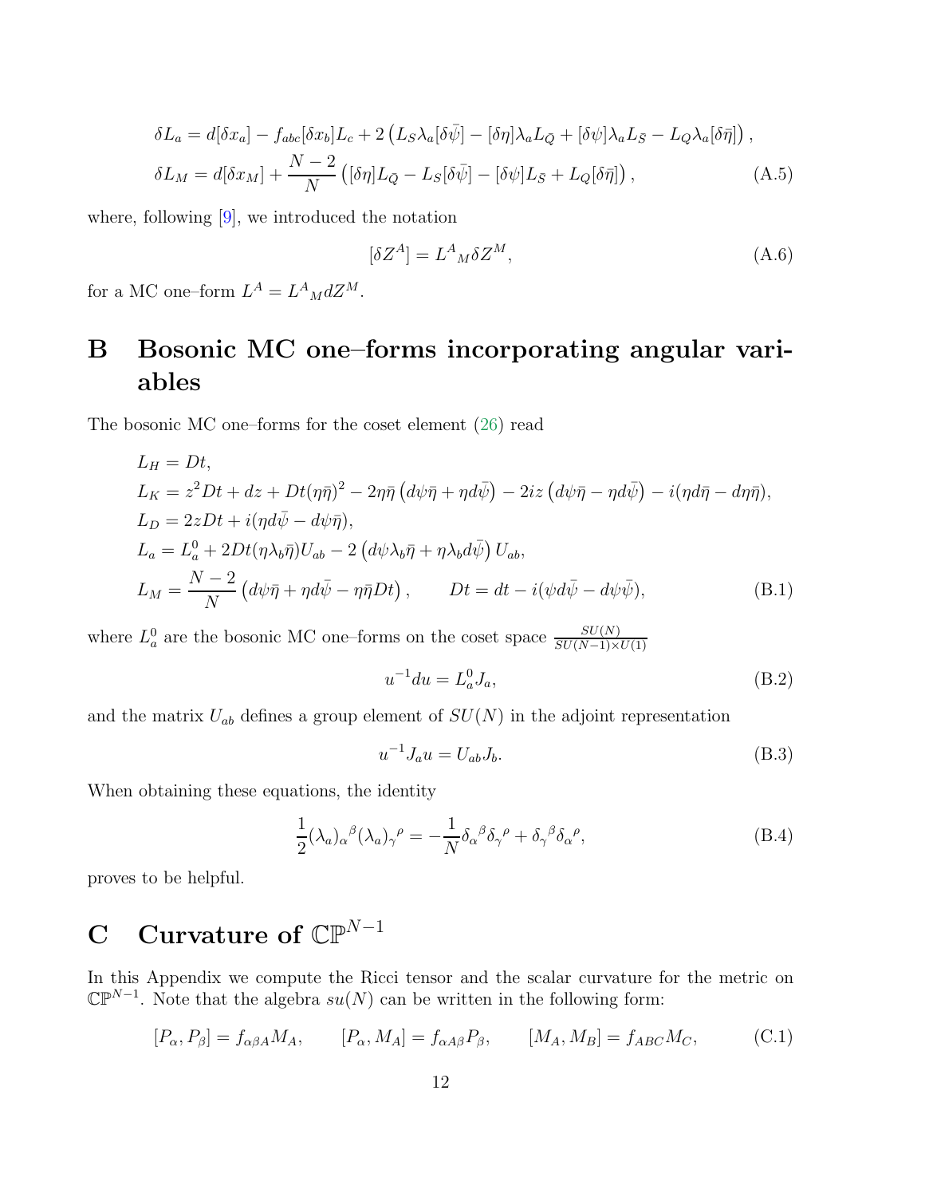$$
\begin{aligned}
\delta L_a &= d[\delta x_a] - f_{abc}[\delta x_b] L_c + 2\left(L_S \lambda_a [\delta \bar{\psi}] - [\delta \eta] \lambda_a L_{\bar{Q}} + [\delta \psi] \lambda_a L_{\bar{S}} - L_Q \lambda_a [\delta \bar{\eta}]\right), \\
\delta L_M &= d[\delta x_M] + \frac{N-2}{N}\left([\delta \eta] L_{\bar{Q}} - L_S [\delta \bar{\psi}] - [\delta \psi] L_{\bar{S}} + L_Q [\delta \bar{\eta}]\right),
\end{aligned}
\tag{A.5}
$$

where, following [9], we introduced the notation

$$
[\delta Z^A] = L^A{}_M \delta Z^M, \tag{A.6}
$$

for a MC one–form $L^A = L^A{}_M dZ^M$.

# B Bosonic MC one–forms incorporating angular variables

The bosonic MC one–forms for the coset element (26) read

$$
\begin{aligned}
& L_H = Dt, \\
& L_K = z^2 Dt + dz + Dt(\eta\bar{\eta})^2 - 2\eta\bar{\eta}\left(d\psi\bar{\eta} + \eta d\bar{\psi}\right) - 2iz\left(d\psi\bar{\eta} - \eta d\bar{\psi}\right) - i(\eta d\bar{\eta} - d\eta\bar{\eta}), \\
& L_D = 2z Dt + i(\eta d\bar{\psi} - d\psi\bar{\eta}), \\
& L_a = L_a^0 + 2Dt(\eta\lambda_b\bar{\eta})U_{ab} - 2\left(d\psi\lambda_b\bar{\eta} + \eta\lambda_b d\bar{\psi}\right)U_{ab}, \\
& L_M = \frac{N-2}{N}\left(d\psi\bar{\eta} + \eta d\bar{\psi} - \eta\bar{\eta} Dt\right), \qquad Dt = dt - i(\psi d\bar{\psi} - d\psi\bar{\psi}),
\end{aligned}
\tag{B.1}
$$

where $L_a^0$ are the bosonic MC one–forms on the coset space $\frac{SU(N)}{SU(N-1)\times U(1)}$

$$
u^{-1}du = L_a^0 J_a, \tag{B.2}
$$

and the matrix $U_{ab}$ defines a group element of $SU(N)$ in the adjoint representation

$$
u^{-1} J_a u = U_{ab} J_b. \tag{B.3}
$$

When obtaining these equations, the identity

$$
\frac{1}{2}(\lambda_a)_\alpha{}^\beta (\lambda_a)_\gamma{}^\rho = -\frac{1}{N}\delta_\alpha{}^\beta \delta_\gamma{}^\rho + \delta_\gamma{}^\beta \delta_\alpha{}^\rho, \tag{B.4}
$$

proves to be helpful.

# C Curvature of $\mathbb{CP}^{N-1}$

In this Appendix we compute the Ricci tensor and the scalar curvature for the metric on $\mathbb{CP}^{N-1}$. Note that the algebra $su(N)$ can be written in the following form:

$$
[P_\alpha, P_\beta] = f_{\alpha\beta A} M_A, \qquad [P_\alpha, M_A] = f_{\alpha A \beta} P_\beta, \qquad [M_A, M_B] = f_{ABC} M_C, \tag{C.1}
$$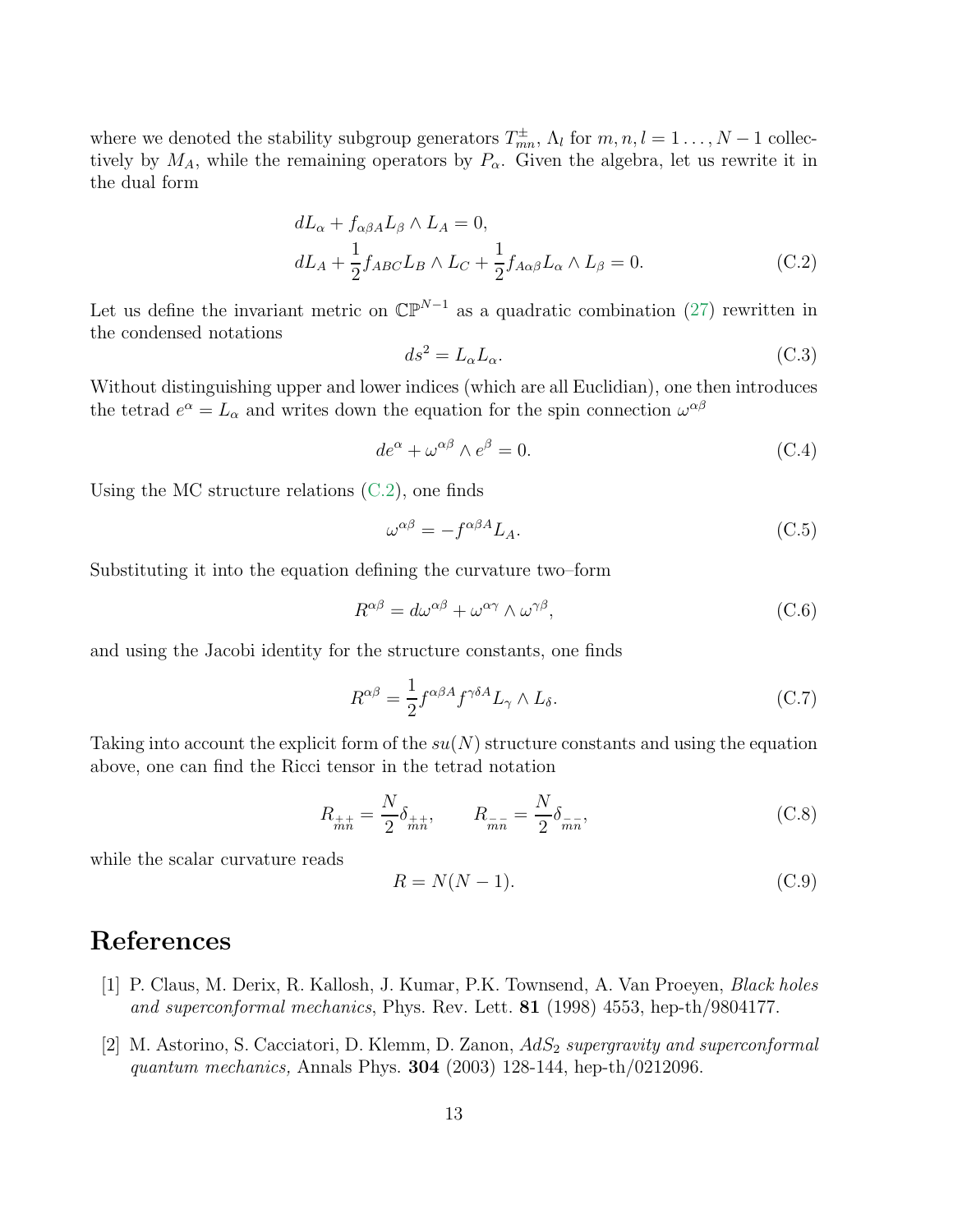where we denoted the stability subgroup generators $T^{\pm}_{mn}$, $\Lambda_l$ for $m,n,l = 1\ldots,N-1$ collectively by $M_A$, while the remaining operators by $P_\alpha$. Given the algebra, let us rewrite it in the dual form

$$
\begin{aligned}
& dL_\alpha + f_{\alpha\beta A} L_\beta \wedge L_A = 0, \\
& dL_A + \frac{1}{2} f_{ABC} L_B \wedge L_C + \frac{1}{2} f_{A\alpha\beta} L_\alpha \wedge L_\beta = 0.
\end{aligned}
\tag{C.2}
$$

Let us define the invariant metric on $\mathbb{CP}^{N-1}$ as a quadratic combination (27) rewritten in the condensed notations

$$
ds^2 = L_\alpha L_\alpha. \tag{C.3}
$$

Without distinguishing upper and lower indices (which are all Euclidian), one then introduces the tetrad $e^\alpha = L_\alpha$ and writes down the equation for the spin connection $\omega^{\alpha\beta}$

$$
de^\alpha + \omega^{\alpha\beta} \wedge e^\beta = 0. \tag{C.4}
$$

Using the MC structure relations (C.2), one finds

$$
\omega^{\alpha\beta} = -f^{\alpha\beta A} L_A. \tag{C.5}
$$

Substituting it into the equation defining the curvature two–form

$$
R^{\alpha\beta} = d\omega^{\alpha\beta} + \omega^{\alpha\gamma} \wedge \omega^{\gamma\beta}, \tag{C.6}
$$

and using the Jacobi identity for the structure constants, one finds

$$
R^{\alpha\beta} = \frac{1}{2} f^{\alpha\beta A} f^{\gamma\delta A} L_\gamma \wedge L_\delta. \tag{C.7}
$$

Taking into account the explicit form of the $su(N)$ structure constants and using the equation above, one can find the Ricci tensor in the tetrad notation

$$
R_{\underset{mn}{++}} = \frac{N}{2} \delta_{\underset{mn}{++}}, \qquad R_{\underset{mn}{--}} = \frac{N}{2} \delta_{\underset{mn}{--}}, \tag{C.8}
$$

while the scalar curvature reads

$$
R = N(N-1). \tag{C.9}
$$

# References

[1] P. Claus, M. Derix, R. Kallosh, J. Kumar, P.K. Townsend, A. Van Proeyen, *Black holes and superconformal mechanics*, Phys. Rev. Lett. **81** (1998) 4553, hep-th/9804177.

[2] M. Astorino, S. Cacciatori, D. Klemm, D. Zanon, *$AdS_2$ supergravity and superconformal quantum mechanics,* Annals Phys. **304** (2003) 128-144, hep-th/0212096.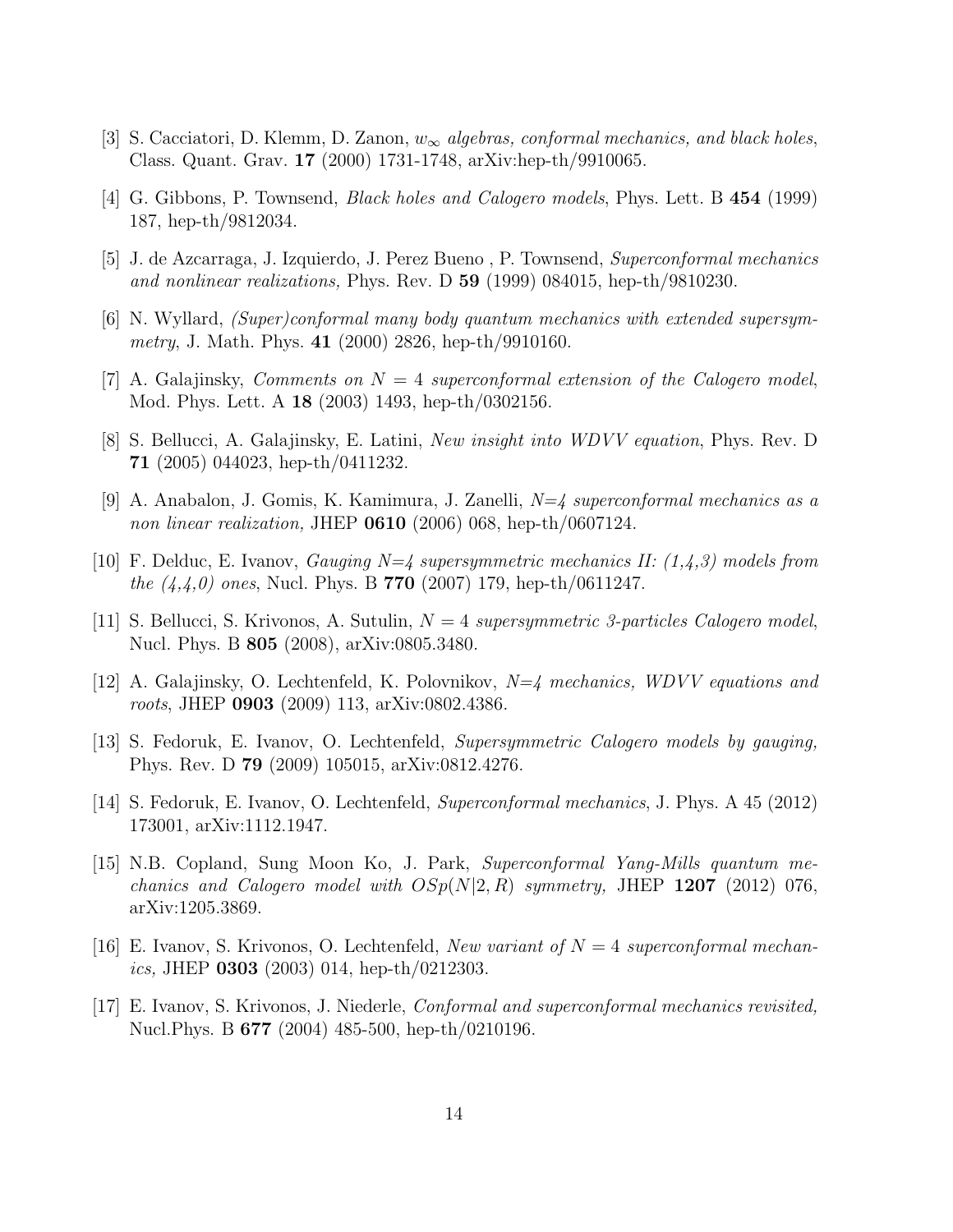[3] S. Cacciatori, D. Klemm, D. Zanon, *$w_\infty$ algebras, conformal mechanics, and black holes*, Class. Quant. Grav. **17** (2000) 1731-1748, arXiv:hep-th/9910065.

[4] G. Gibbons, P. Townsend, *Black holes and Calogero models*, Phys. Lett. B **454** (1999) 187, hep-th/9812034.

[5] J. de Azcarraga, J. Izquierdo, J. Perez Bueno , P. Townsend, *Superconformal mechanics and nonlinear realizations,* Phys. Rev. D **59** (1999) 084015, hep-th/9810230.

[6] N. Wyllard, *(Super)conformal many body quantum mechanics with extended supersymmetry*, J. Math. Phys. **41** (2000) 2826, hep-th/9910160.

[7] A. Galajinsky, *Comments on $N = 4$ superconformal extension of the Calogero model*, Mod. Phys. Lett. A **18** (2003) 1493, hep-th/0302156.

[8] S. Bellucci, A. Galajinsky, E. Latini, *New insight into WDVV equation*, Phys. Rev. D **71** (2005) 044023, hep-th/0411232.

[9] A. Anabalon, J. Gomis, K. Kamimura, J. Zanelli, *N=4 superconformal mechanics as a non linear realization,* JHEP **0610** (2006) 068, hep-th/0607124.

[10] F. Delduc, E. Ivanov, *Gauging N=4 supersymmetric mechanics II: (1,4,3) models from the (4,4,0) ones*, Nucl. Phys. B **770** (2007) 179, hep-th/0611247.

[11] S. Bellucci, S. Krivonos, A. Sutulin, *$N = 4$ supersymmetric 3-particles Calogero model*, Nucl. Phys. B **805** (2008), arXiv:0805.3480.

[12] A. Galajinsky, O. Lechtenfeld, K. Polovnikov, *N=4 mechanics, WDVV equations and roots*, JHEP **0903** (2009) 113, arXiv:0802.4386.

[13] S. Fedoruk, E. Ivanov, O. Lechtenfeld, *Supersymmetric Calogero models by gauging,* Phys. Rev. D **79** (2009) 105015, arXiv:0812.4276.

[14] S. Fedoruk, E. Ivanov, O. Lechtenfeld, *Superconformal mechanics*, J. Phys. A 45 (2012) 173001, arXiv:1112.1947.

[15] N.B. Copland, Sung Moon Ko, J. Park, *Superconformal Yang-Mills quantum mechanics and Calogero model with $OSp(N|2,R)$ symmetry,* JHEP **1207** (2012) 076, arXiv:1205.3869.

[16] E. Ivanov, S. Krivonos, O. Lechtenfeld, *New variant of $N = 4$ superconformal mechanics,* JHEP **0303** (2003) 014, hep-th/0212303.

[17] E. Ivanov, S. Krivonos, J. Niederle, *Conformal and superconformal mechanics revisited,* Nucl.Phys. B **677** (2004) 485-500, hep-th/0210196.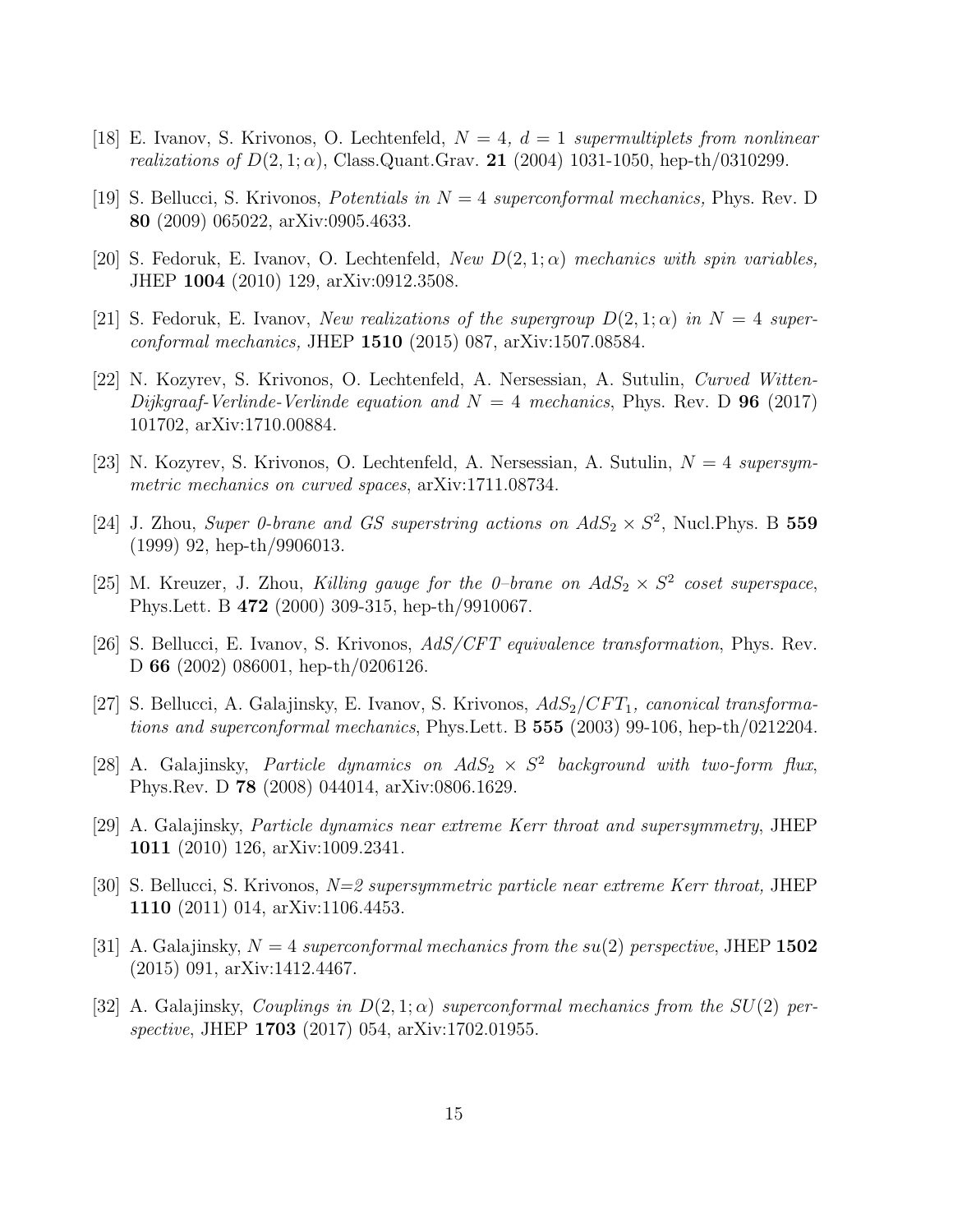[18] E. Ivanov, S. Krivonos, O. Lechtenfeld, *$N = 4$, $d = 1$ supermultiplets from nonlinear realizations of $D(2, 1; \alpha)$*, Class.Quant.Grav. **21** (2004) 1031-1050, hep-th/0310299.

[19] S. Bellucci, S. Krivonos, *Potentials in $N = 4$ superconformal mechanics,* Phys. Rev. D **80** (2009) 065022, arXiv:0905.4633.

[20] S. Fedoruk, E. Ivanov, O. Lechtenfeld, *New $D(2, 1; \alpha)$ mechanics with spin variables,* JHEP **1004** (2010) 129, arXiv:0912.3508.

[21] S. Fedoruk, E. Ivanov, *New realizations of the supergroup $D(2, 1; \alpha)$ in $N = 4$ superconformal mechanics,* JHEP **1510** (2015) 087, arXiv:1507.08584.

[22] N. Kozyrev, S. Krivonos, O. Lechtenfeld, A. Nersessian, A. Sutulin, *Curved Witten-Dijkgraaf-Verlinde-Verlinde equation and $N = 4$ mechanics*, Phys. Rev. D **96** (2017) 101702, arXiv:1710.00884.

[23] N. Kozyrev, S. Krivonos, O. Lechtenfeld, A. Nersessian, A. Sutulin, *$N = 4$ supersymmetric mechanics on curved spaces*, arXiv:1711.08734.

[24] J. Zhou, *Super 0-brane and GS superstring actions on $AdS_2 \times S^2$*, Nucl.Phys. B **559** (1999) 92, hep-th/9906013.

[25] M. Kreuzer, J. Zhou, *Killing gauge for the 0–brane on $AdS_2 \times S^2$ coset superspace*, Phys.Lett. B **472** (2000) 309-315, hep-th/9910067.

[26] S. Bellucci, E. Ivanov, S. Krivonos, *AdS/CFT equivalence transformation*, Phys. Rev. D **66** (2002) 086001, hep-th/0206126.

[27] S. Bellucci, A. Galajinsky, E. Ivanov, S. Krivonos, *$AdS_2/CFT_1$, canonical transformations and superconformal mechanics*, Phys.Lett. B **555** (2003) 99-106, hep-th/0212204.

[28] A. Galajinsky, *Particle dynamics on $AdS_2 \times S^2$ background with two-form flux*, Phys.Rev. D **78** (2008) 044014, arXiv:0806.1629.

[29] A. Galajinsky, *Particle dynamics near extreme Kerr throat and supersymmetry*, JHEP **1011** (2010) 126, arXiv:1009.2341.

[30] S. Bellucci, S. Krivonos, *N=2 supersymmetric particle near extreme Kerr throat,* JHEP **1110** (2011) 014, arXiv:1106.4453.

[31] A. Galajinsky, *$N = 4$ superconformal mechanics from the $su(2)$ perspective*, JHEP **1502** (2015) 091, arXiv:1412.4467.

[32] A. Galajinsky, *Couplings in $D(2, 1; \alpha)$ superconformal mechanics from the $SU(2)$ perspective*, JHEP **1703** (2017) 054, arXiv:1702.01955.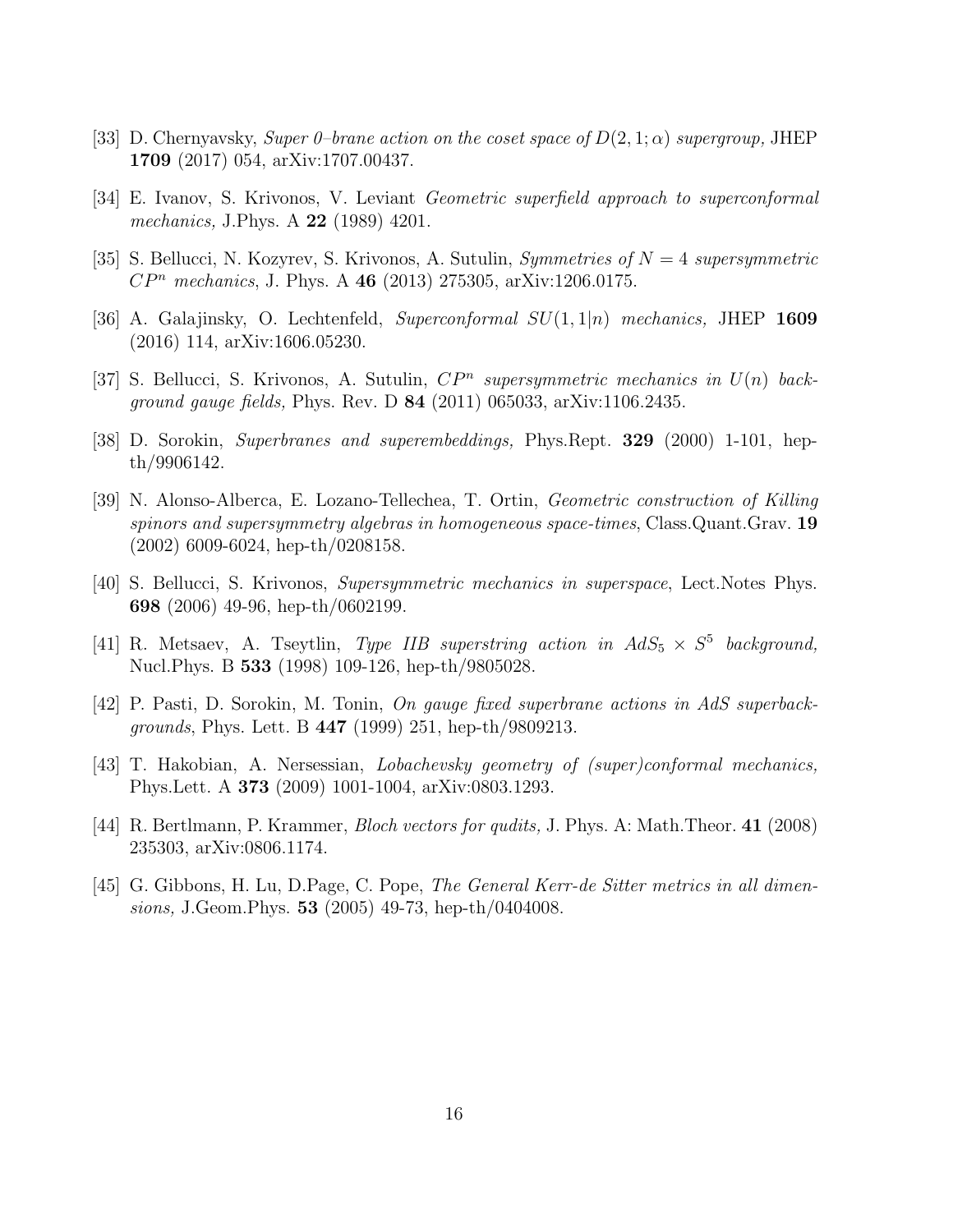[33] D. Chernyavsky, *Super 0–brane action on the coset space of $D(2,1;\alpha)$ supergroup,* JHEP **1709** (2017) 054, arXiv:1707.00437.

[34] E. Ivanov, S. Krivonos, V. Leviant *Geometric superfield approach to superconformal mechanics,* J.Phys. A **22** (1989) 4201.

[35] S. Bellucci, N. Kozyrev, S. Krivonos, A. Sutulin, *Symmetries of $N=4$ supersymmetric $CP^n$ mechanics*, J. Phys. A **46** (2013) 275305, arXiv:1206.0175.

[36] A. Galajinsky, O. Lechtenfeld, *Superconformal $SU(1,1|n)$ mechanics,* JHEP **1609** (2016) 114, arXiv:1606.05230.

[37] S. Bellucci, S. Krivonos, A. Sutulin, *$CP^n$ supersymmetric mechanics in $U(n)$ background gauge fields,* Phys. Rev. D **84** (2011) 065033, arXiv:1106.2435.

[38] D. Sorokin, *Superbranes and superembeddings,* Phys.Rept. **329** (2000) 1-101, hep-th/9906142.

[39] N. Alonso-Alberca, E. Lozano-Tellechea, T. Ortin, *Geometric construction of Killing spinors and supersymmetry algebras in homogeneous space-times*, Class.Quant.Grav. **19** (2002) 6009-6024, hep-th/0208158.

[40] S. Bellucci, S. Krivonos, *Supersymmetric mechanics in superspace*, Lect.Notes Phys. **698** (2006) 49-96, hep-th/0602199.

[41] R. Metsaev, A. Tseytlin, *Type IIB superstring action in $AdS_5 \times S^5$ background,* Nucl.Phys. B **533** (1998) 109-126, hep-th/9805028.

[42] P. Pasti, D. Sorokin, M. Tonin, *On gauge fixed superbrane actions in AdS superbackgrounds*, Phys. Lett. B **447** (1999) 251, hep-th/9809213.

[43] T. Hakobian, A. Nersessian, *Lobachevsky geometry of (super)conformal mechanics,* Phys.Lett. A **373** (2009) 1001-1004, arXiv:0803.1293.

[44] R. Bertlmann, P. Krammer, *Bloch vectors for qudits,* J. Phys. A: Math.Theor. **41** (2008) 235303, arXiv:0806.1174.

[45] G. Gibbons, H. Lu, D.Page, C. Pope, *The General Kerr-de Sitter metrics in all dimensions,* J.Geom.Phys. **53** (2005) 49-73, hep-th/0404008.